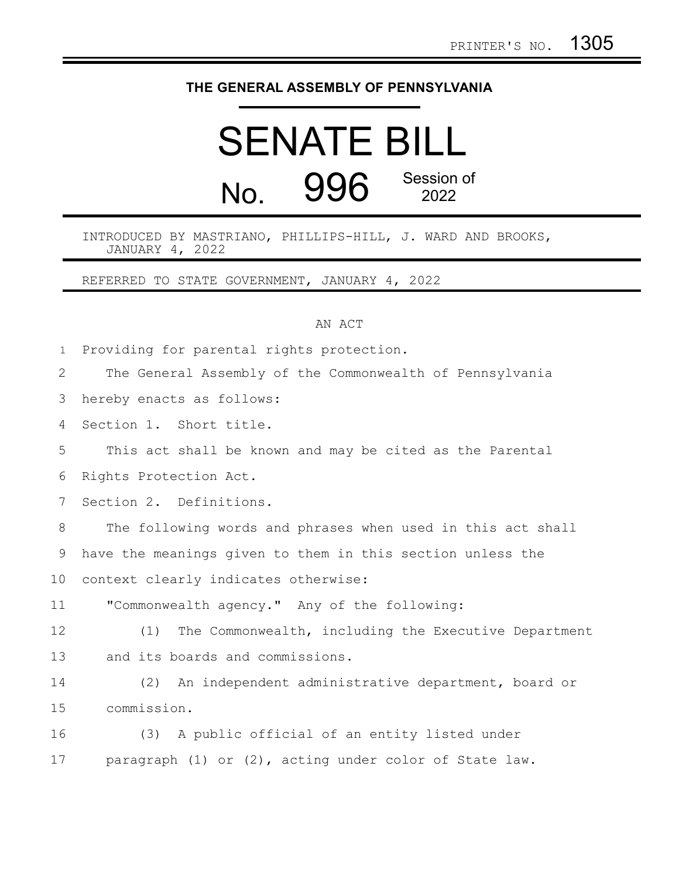PRINTER'S NO. 1305

# THE GENERAL ASSEMBLY OF PENNSYLVANIA

# SENATE BILL

## No. 996 Session of 2022

INTRODUCED BY MASTRIANO, PHILLIPS-HILL, J. WARD AND BROOKS, JANUARY 4, 2022

REFERRED TO STATE GOVERNMENT, JANUARY 4, 2022

AN ACT

Providing for parental rights protection.

The General Assembly of the Commonwealth of Pennsylvania hereby enacts as follows:

Section 1. Short title.

This act shall be known and may be cited as the Parental Rights Protection Act.

Section 2. Definitions.

The following words and phrases when used in this act shall have the meanings given to them in this section unless the context clearly indicates otherwise:

"Commonwealth agency." Any of the following:

(1) The Commonwealth, including the Executive Department and its boards and commissions.

(2) An independent administrative department, board or commission.

(3) A public official of an entity listed under paragraph (1) or (2), acting under color of State law.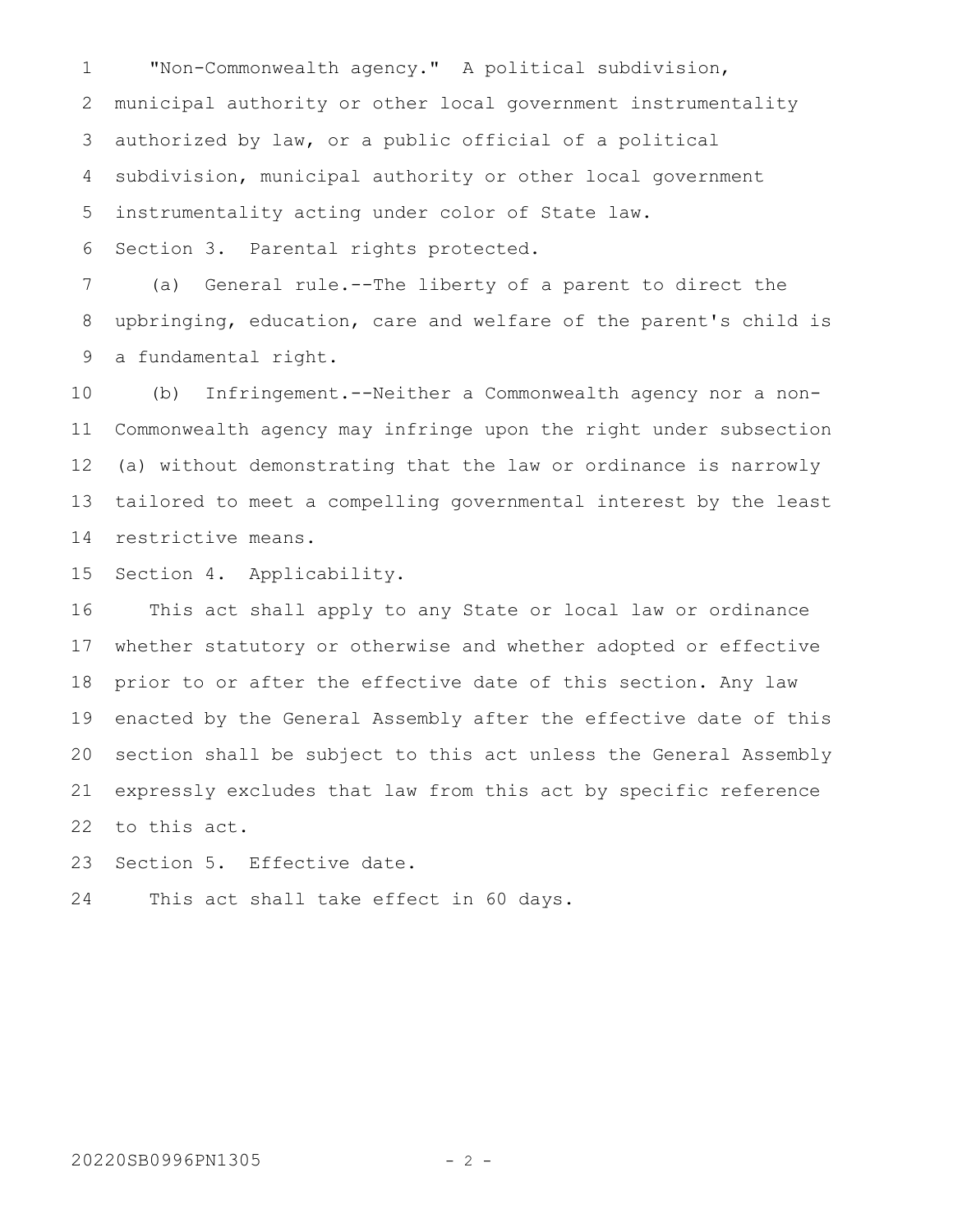"Non-Commonwealth agency." A political subdivision, municipal authority or other local government instrumentality authorized by law, or a public official of a political subdivision, municipal authority or other local government instrumentality acting under color of State law.

Section 3. Parental rights protected.

(a) General rule.--The liberty of a parent to direct the upbringing, education, care and welfare of the parent's child is a fundamental right.

(b) Infringement.--Neither a Commonwealth agency nor a non-Commonwealth agency may infringe upon the right under subsection (a) without demonstrating that the law or ordinance is narrowly tailored to meet a compelling governmental interest by the least restrictive means.

Section 4. Applicability.

This act shall apply to any State or local law or ordinance whether statutory or otherwise and whether adopted or effective prior to or after the effective date of this section. Any law enacted by the General Assembly after the effective date of this section shall be subject to this act unless the General Assembly expressly excludes that law from this act by specific reference to this act.

Section 5. Effective date.

This act shall take effect in 60 days.